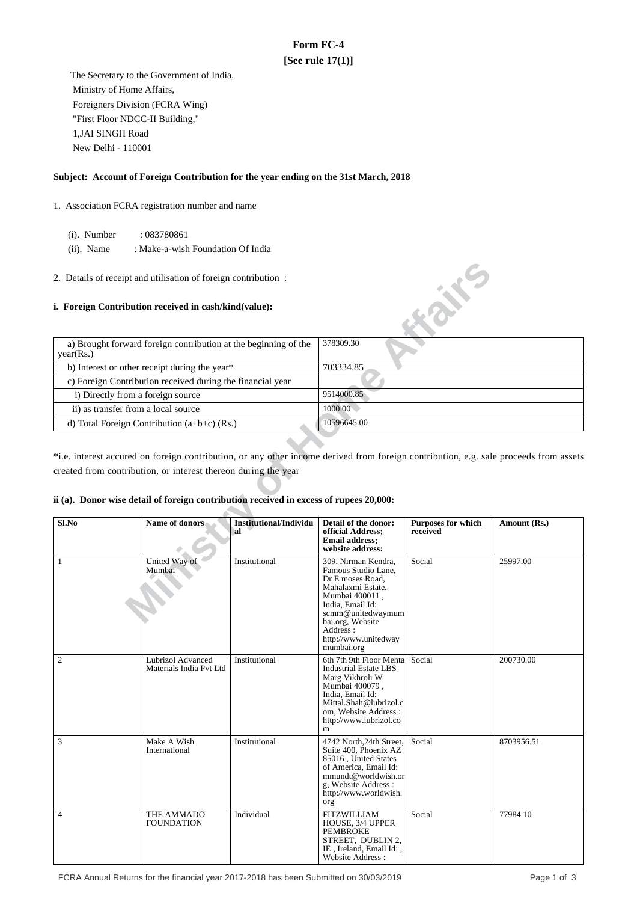# Form FC-4

**[See rule 17(1)]**

The Secretary to the Government of India,
Ministry of Home Affairs,
Foreigners Division (FCRA Wing)
"First Floor NDCC-II Building,"
1,JAI SINGH Road
New Delhi - 110001

**Subject: Account of Foreign Contribution for the year ending on the 31st March, 2018**

1. Association FCRA registration number and name

   (i). Number : 083780861
   (ii). Name : Make-a-wish Foundation Of India

2. Details of receipt and utilisation of foreign contribution :

### i. Foreign Contribution received in cash/kind(value):

| a) Brought forward foreign contribution at the beginning of the year(Rs.) | 378309.30 |
|---|---|
| b) Interest or other receipt during the year* | 703334.85 |
| c) Foreign Contribution received during the financial year | |
| i) Directly from a foreign source | 9514000.85 |
| ii) as transfer from a local source | 1000.00 |
| d) Total Foreign Contribution (a+b+c) (Rs.) | 10596645.00 |

*i.e. interest accured on foreign contribution, or any other income derived from foreign contribution, e.g. sale proceeds from assets created from contribution, or interest thereon during the year

### ii (a). Donor wise detail of foreign contribution received in excess of rupees 20,000:

| Sl.No | Name of donors | Institutional/Individual | Detail of the donor: official Address; Email address; website address: | Purposes for which received | Amount (Rs.) |
|---|---|---|---|---|---|
| 1 | United Way of Mumbai | Institutional | 309, Nirman Kendra, Famous Studio Lane, Dr E moses Road, Mahalaxmi Estate, Mumbai 400011 , India, Email Id: scmm@unitedwaymumbai.org, Website Address : http://www.unitedwaymumbai.org | Social | 25997.00 |
| 2 | Lubrizol Advanced Materials India Pvt Ltd | Institutional | 6th 7th 9th Floor Mehta Industrial Estate LBS Marg Vikhroli W Mumbai 400079 , India, Email Id: Mittal.Shah@lubrizol.com, Website Address : http://www.lubrizol.com | Social | 200730.00 |
| 3 | Make A Wish International | Institutional | 4742 North,24th Street, Suite 400, Phoenix AZ 85016 , United States of America, Email Id: mmundt@worldwish.org, Website Address : http://www.worldwish.org | Social | 8703956.51 |
| 4 | THE AMMADO FOUNDATION | Individual | FITZWILLIAM HOUSE, 3/4 UPPER PEMBROKE STREET, DUBLIN 2, IE , Ireland, Email Id: , Website Address : | Social | 77984.10 |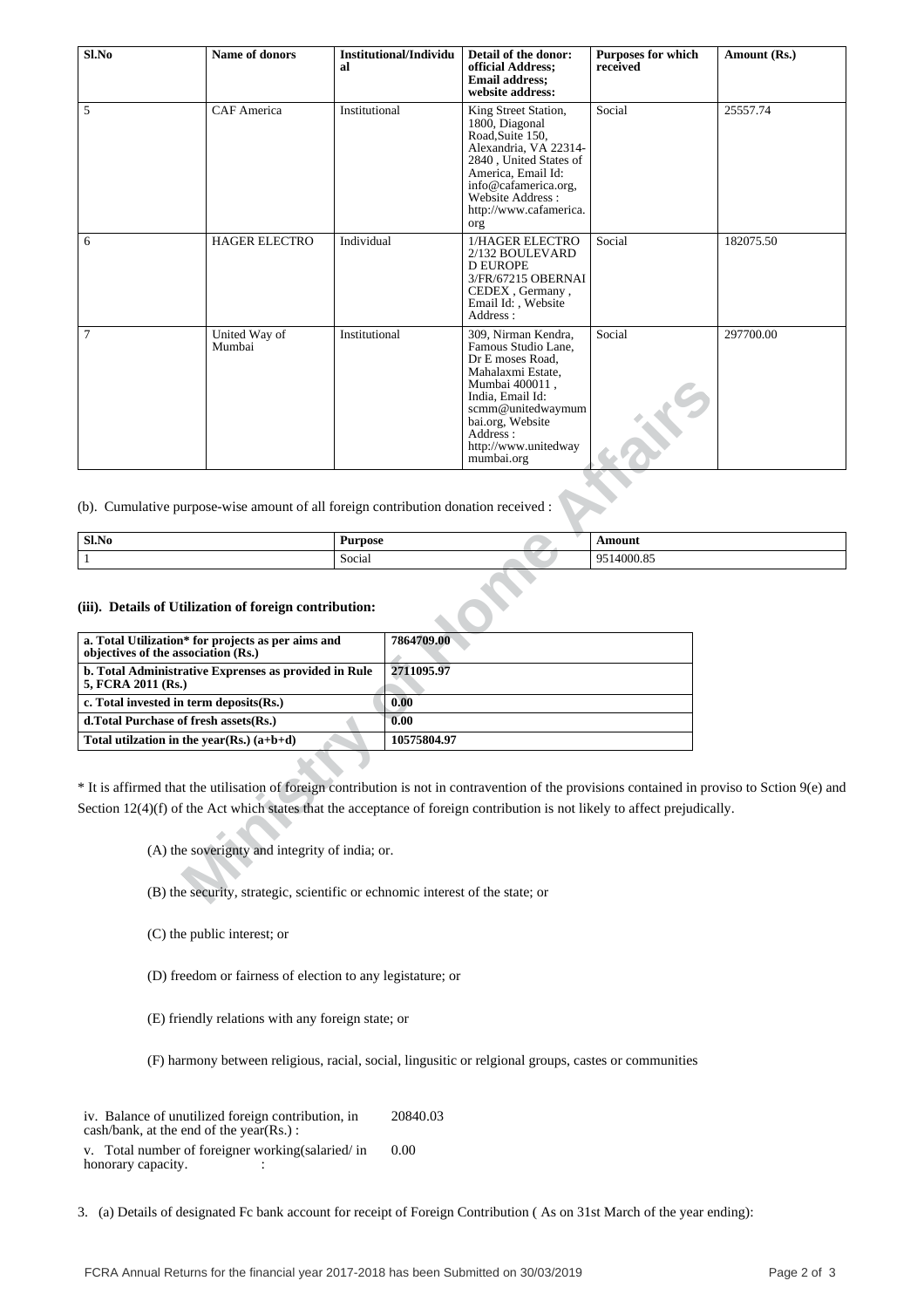| Sl.No | Name of donors | Institutional/Individual | Detail of the donor: official Address; Email address; website address: | Purposes for which received | Amount (Rs.) |
|---|---|---|---|---|---|
| 5 | CAF America | Institutional | King Street Station, 1800, Diagonal Road,Suite 150, Alexandria, VA 22314-2840 , United States of America, Email Id: info@cafamerica.org, Website Address : http://www.cafamerica.org | Social | 25557.74 |
| 6 | HAGER ELECTRO | Individual | 1/HAGER ELECTRO 2/132 BOULEVARD D EUROPE 3/FR/67215 OBERNAI CEDEX , Germany , Email Id: , Website Address : | Social | 182075.50 |
| 7 | United Way of Mumbai | Institutional | 309, Nirman Kendra, Famous Studio Lane, Dr E moses Road, Mahalaxmi Estate, Mumbai 400011 , India, Email Id: scmm@unitedwaymumbai.org, Website Address : http://www.unitedwaymumbai.org | Social | 297700.00 |

(b). Cumulative purpose-wise amount of all foreign contribution donation received :

| Sl.No | Purpose | Amount |
|---|---|---|
| 1 | Social | 9514000.85 |

**(iii). Details of Utilization of foreign contribution:**

| | |
|---|---|
| **a. Total Utilization* for projects as per aims and objectives of the association (Rs.)** | **7864709.00** |
| **b. Total Administrative Exprenses as provided in Rule 5, FCRA 2011 (Rs.)** | **2711095.97** |
| **c. Total invested in term deposits(Rs.)** | **0.00** |
| **d.Total Purchase of fresh assets(Rs.)** | **0.00** |
| **Total utilzation in the year(Rs.) (a+b+d)** | **10575804.97** |

* It is affirmed that the utilisation of foreign contribution is not in contravention of the provisions contained in proviso to Sction 9(e) and Section 12(4)(f) of the Act which states that the acceptance of foreign contribution is not likely to affect prejudically.

(A) the soverignty and integrity of india; or.

(B) the security, strategic, scientific or echnomic interest of the state; or

(C) the public interest; or

(D) freedom or fairness of election to any legistature; or

(E) friendly relations with any foreign state; or

(F) harmony between religious, racial, social, lingusitic or relgional groups, castes or communities

| | |
|---|---|
| iv. Balance of unutilized foreign contribution, in cash/bank, at the end of the year(Rs.) : | 20840.03 |
| v. Total number of foreigner working(salaried/ in honorary capacity. : | 0.00 |

3. (a) Details of designated Fc bank account for receipt of Foreign Contribution ( As on 31st March of the year ending):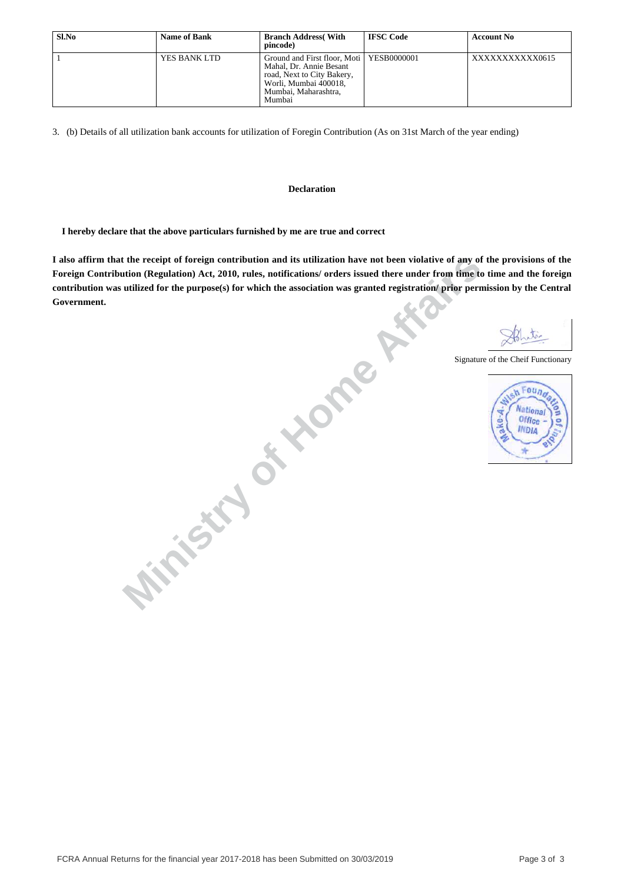| Sl.No | Name of Bank | Branch Address( With pincode) | IFSC Code | Account No |
|---|---|---|---|---|
| 1 | YES BANK LTD | Ground and First floor, Moti Mahal, Dr. Annie Besant road, Next to City Bakery, Worli, Mumbai 400018, Mumbai, Maharashtra, Mumbai | YESB0000001 | XXXXXXXXXXX0615 |

3. (b) Details of all utilization bank accounts for utilization of Foregin Contribution (As on 31st March of the year ending)

**Declaration**

**I hereby declare that the above particulars furnished by me are true and correct**

**I also affirm that the receipt of foreign contribution and its utilization have not been violative of any of the provisions of the Foreign Contribution (Regulation) Act, 2010, rules, notifications/ orders issued there under from time to time and the foreign contribution was utilized for the purpose(s) for which the association was granted registration/ prior permission by the Central Government.**

Signature of the Cheif Functionary